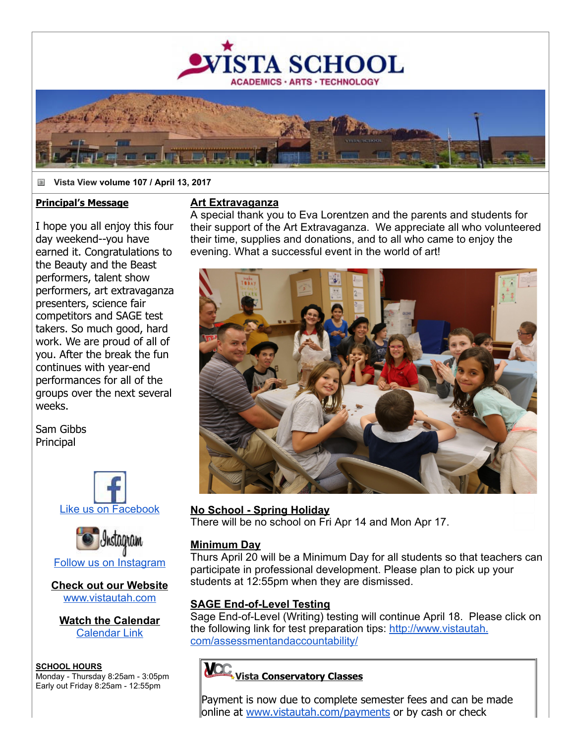# VISTA SCHOOL

ACADEMICS · ARTS · TECHNOLOGY

**Vista View volume 107 / April 13, 2017**

## Principal's Message

I hope you all enjoy this four day weekend--you have earned it. Congratulations to the Beauty and the Beast performers, talent show performers, art extravaganza presenters, science fair competitors and SAGE test takers. So much good, hard work. We are proud of all of you. After the break the fun continues with year-end performances for all of the groups over the next several weeks.

Sam Gibbs
Principal

Like us on Facebook

Follow us on Instagram

**Check out our Website**
www.vistautah.com

**Watch the Calendar**
Calendar Link

**SCHOOL HOURS**
Monday - Thursday 8:25am - 3:05pm
Early out Friday 8:25am - 12:55pm

## Art Extravaganza

A special thank you to Eva Lorentzen and the parents and students for their support of the Art Extravaganza. We appreciate all who volunteered their time, supplies and donations, and to all who came to enjoy the evening. What a successful event in the world of art!

## No School - Spring Holiday

There will be no school on Fri Apr 14 and Mon Apr 17.

## Minimum Day

Thurs April 20 will be a Minimum Day for all students so that teachers can participate in professional development. Please plan to pick up your students at 12:55pm when they are dismissed.

## SAGE End-of-Level Testing

Sage End-of-Level (Writing) testing will continue April 18. Please click on the following link for test preparation tips: http://www.vistautah.com/assessmentandaccountability/

## Vista Conservatory Classes

Payment is now due to complete semester fees and can be made online at www.vistautah.com/payments or by cash or check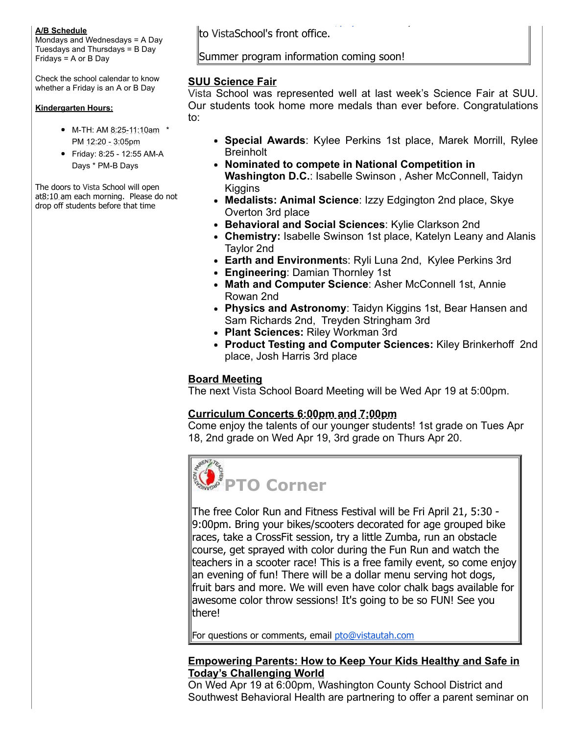**A/B Schedule**
Mondays and Wednesdays = A Day
Tuesdays and Thursdays = B Day
Fridays = A or B Day

Check the school calendar to know whether a Friday is an A or B Day

**Kindergarten Hours:**

- M-TH: AM 8:25-11:10am * PM 12:20 - 3:05pm
- Friday: 8:25 - 12:55 AM-A Days * PM-B Days

The doors to Vista School will open at8:10 am each morning. Please do not drop off students before that time

to VistaSchool's front office.

Summer program information coming soon!

## SUU Science Fair

Vista School was represented well at last week's Science Fair at SUU. Our students took home more medals than ever before. Congratulations to:

- **Special Awards**: Kylee Perkins 1st place, Marek Morrill, Rylee Breinholt
- **Nominated to compete in National Competition in Washington D.C.**: Isabelle Swinson , Asher McConnell, Taidyn Kiggins
- **Medalists: Animal Science**: Izzy Edgington 2nd place, Skye Overton 3rd place
- **Behavioral and Social Sciences**: Kylie Clarkson 2nd
- **Chemistry:** Isabelle Swinson 1st place, Katelyn Leany and Alanis Taylor 2nd
- **Earth and Environment**s: Ryli Luna 2nd, Kylee Perkins 3rd
- **Engineering**: Damian Thornley 1st
- **Math and Computer Science**: Asher McConnell 1st, Annie Rowan 2nd
- **Physics and Astronomy**: Taidyn Kiggins 1st, Bear Hansen and Sam Richards 2nd, Treyden Stringham 3rd
- **Plant Sciences:** Riley Workman 3rd
- **Product Testing and Computer Sciences:** Kiley Brinkerhoff 2nd place, Josh Harris 3rd place

## Board Meeting

The next Vista School Board Meeting will be Wed Apr 19 at 5:00pm.

## Curriculum Concerts 6:00pm and 7:00pm

Come enjoy the talents of our younger students! 1st grade on Tues Apr 18, 2nd grade on Wed Apr 19, 3rd grade on Thurs Apr 20.

## PTO Corner

The free Color Run and Fitness Festival will be Fri April 21, 5:30 - 9:00pm. Bring your bikes/scooters decorated for age grouped bike races, take a CrossFit session, try a little Zumba, run an obstacle course, get sprayed with color during the Fun Run and watch the teachers in a scooter race! This is a free family event, so come enjoy an evening of fun! There will be a dollar menu serving hot dogs, fruit bars and more. We will even have color chalk bags available for awesome color throw sessions! It's going to be so FUN! See you there!

For questions or comments, email pto@vistautah.com

## Empowering Parents: How to Keep Your Kids Healthy and Safe in Today's Challenging World

On Wed Apr 19 at 6:00pm, Washington County School District and Southwest Behavioral Health are partnering to offer a parent seminar on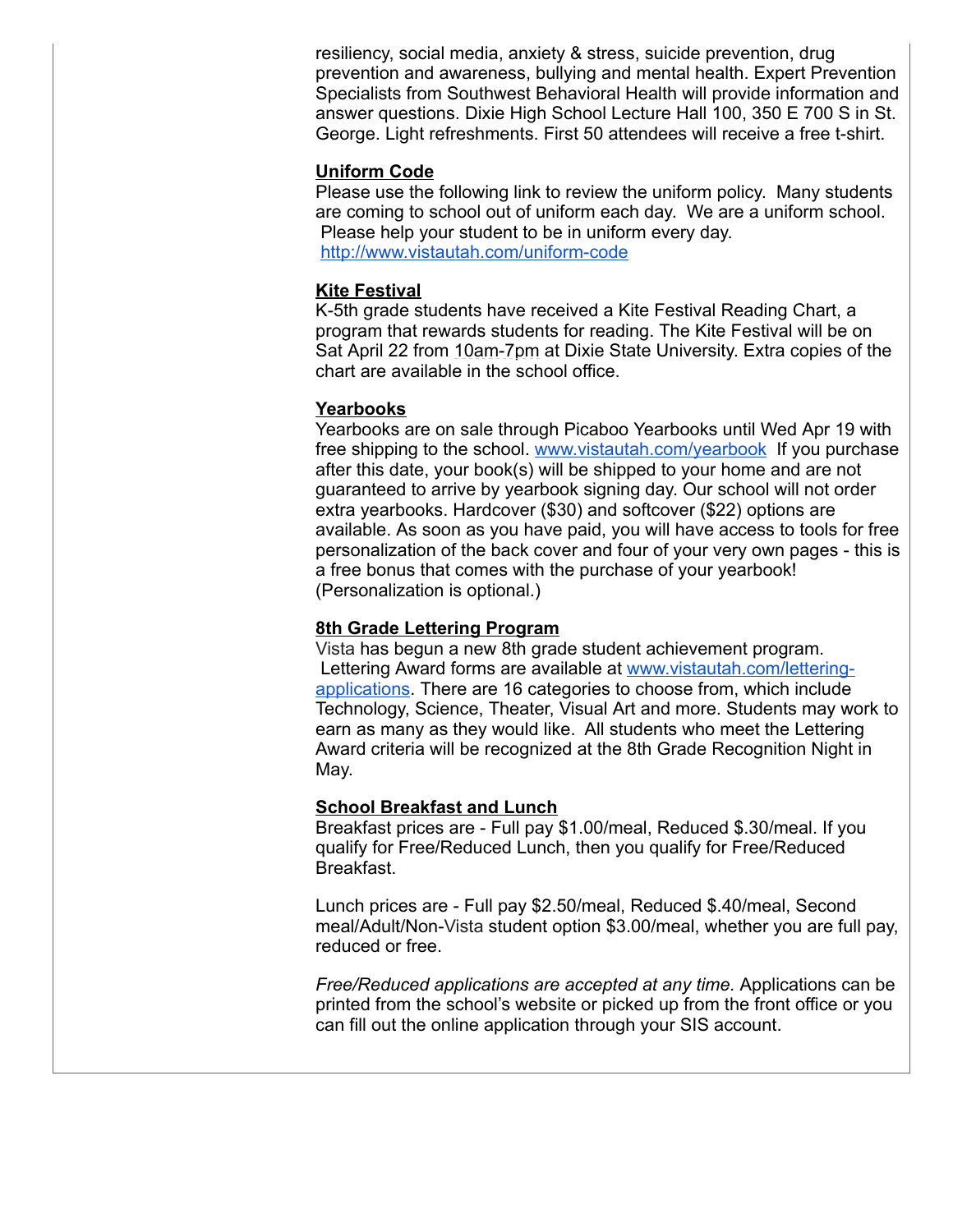resiliency, social media, anxiety & stress, suicide prevention, drug prevention and awareness, bullying and mental health. Expert Prevention Specialists from Southwest Behavioral Health will provide information and answer questions. Dixie High School Lecture Hall 100, 350 E 700 S in St. George. Light refreshments. First 50 attendees will receive a free t-shirt.

**Uniform Code**

Please use the following link to review the uniform policy. Many students are coming to school out of uniform each day. We are a uniform school. Please help your student to be in uniform every day. http://www.vistautah.com/uniform-code

**Kite Festival**

K-5th grade students have received a Kite Festival Reading Chart, a program that rewards students for reading. The Kite Festival will be on Sat April 22 from 10am-7pm at Dixie State University. Extra copies of the chart are available in the school office.

**Yearbooks**

Yearbooks are on sale through Picaboo Yearbooks until Wed Apr 19 with free shipping to the school. www.vistautah.com/yearbook If you purchase after this date, your book(s) will be shipped to your home and are not guaranteed to arrive by yearbook signing day. Our school will not order extra yearbooks. Hardcover ($30) and softcover ($22) options are available. As soon as you have paid, you will have access to tools for free personalization of the back cover and four of your very own pages - this is a free bonus that comes with the purchase of your yearbook! (Personalization is optional.)

**8th Grade Lettering Program**

Vista has begun a new 8th grade student achievement program. Lettering Award forms are available at www.vistautah.com/lettering-applications. There are 16 categories to choose from, which include Technology, Science, Theater, Visual Art and more. Students may work to earn as many as they would like. All students who meet the Lettering Award criteria will be recognized at the 8th Grade Recognition Night in May.

**School Breakfast and Lunch**

Breakfast prices are - Full pay $1.00/meal, Reduced $.30/meal. If you qualify for Free/Reduced Lunch, then you qualify for Free/Reduced Breakfast.

Lunch prices are - Full pay $2.50/meal, Reduced $.40/meal, Second meal/Adult/Non-Vista student option $3.00/meal, whether you are full pay, reduced or free.

*Free/Reduced applications are accepted at any time.* Applications can be printed from the school's website or picked up from the front office or you can fill out the online application through your SIS account.